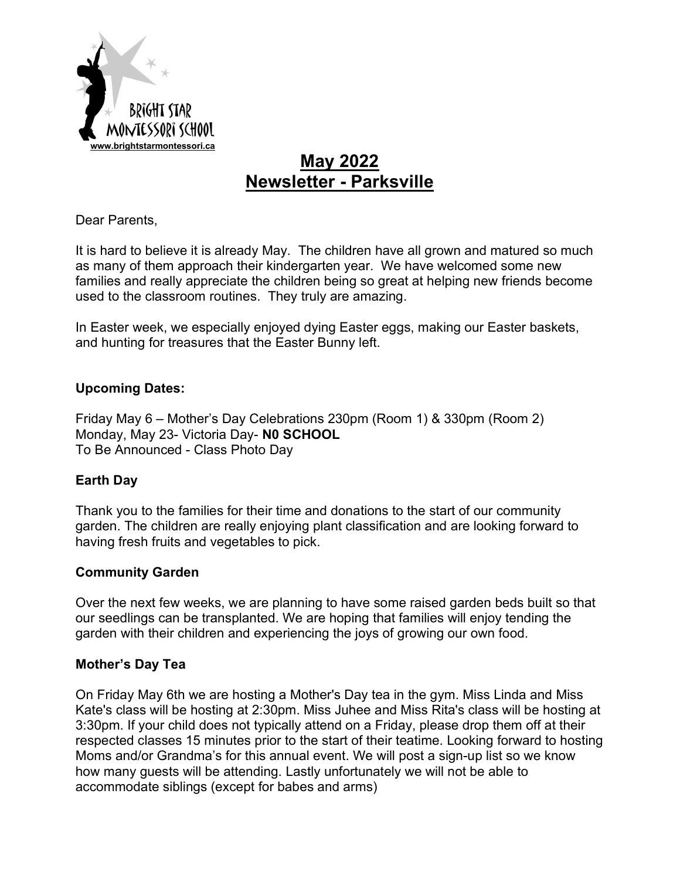BRIGHT STAR MONTESSORI SCHOOL
www.brightstarmontessori.ca

# May 2022
# Newsletter - Parksville

Dear Parents,

It is hard to believe it is already May. The children have all grown and matured so much as many of them approach their kindergarten year. We have welcomed some new families and really appreciate the children being so great at helping new friends become used to the classroom routines. They truly are amazing.

In Easter week, we especially enjoyed dying Easter eggs, making our Easter baskets, and hunting for treasures that the Easter Bunny left.

**Upcoming Dates:**

Friday May 6 – Mother's Day Celebrations 230pm (Room 1) & 330pm (Room 2)
Monday, May 23- Victoria Day- **N0 SCHOOL**
To Be Announced - Class Photo Day

**Earth Day**

Thank you to the families for their time and donations to the start of our community garden. The children are really enjoying plant classification and are looking forward to having fresh fruits and vegetables to pick.

**Community Garden**

Over the next few weeks, we are planning to have some raised garden beds built so that our seedlings can be transplanted. We are hoping that families will enjoy tending the garden with their children and experiencing the joys of growing our own food.

**Mother's Day Tea**

On Friday May 6th we are hosting a Mother's Day tea in the gym. Miss Linda and Miss Kate's class will be hosting at 2:30pm. Miss Juhee and Miss Rita's class will be hosting at 3:30pm. If your child does not typically attend on a Friday, please drop them off at their respected classes 15 minutes prior to the start of their teatime. Looking forward to hosting Moms and/or Grandma's for this annual event. We will post a sign-up list so we know how many guests will be attending. Lastly unfortunately we will not be able to accommodate siblings (except for babes and arms)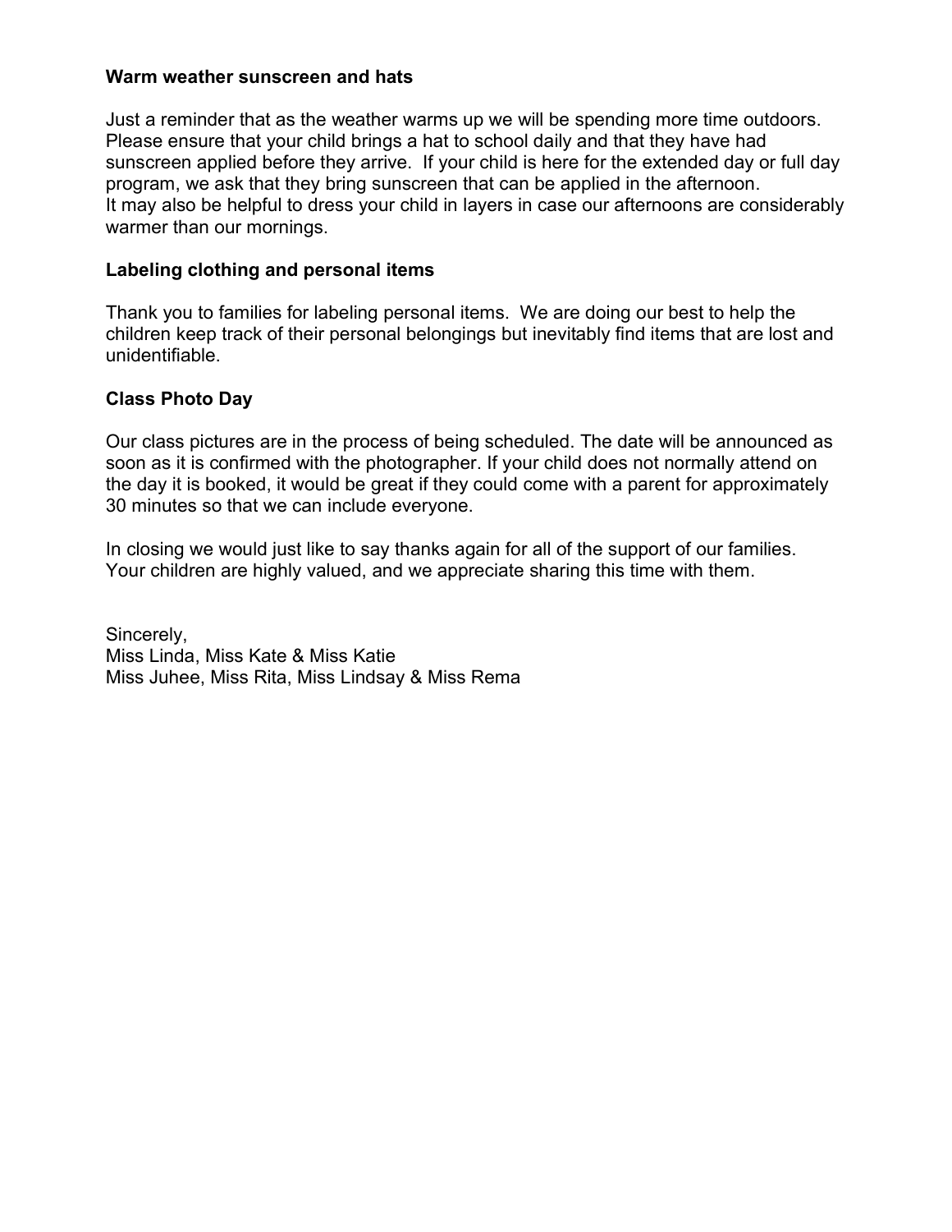**Warm weather sunscreen and hats**

Just a reminder that as the weather warms up we will be spending more time outdoors. Please ensure that your child brings a hat to school daily and that they have had sunscreen applied before they arrive. If your child is here for the extended day or full day program, we ask that they bring sunscreen that can be applied in the afternoon.
It may also be helpful to dress your child in layers in case our afternoons are considerably warmer than our mornings.

**Labeling clothing and personal items**

Thank you to families for labeling personal items. We are doing our best to help the children keep track of their personal belongings but inevitably find items that are lost and unidentifiable.

**Class Photo Day**

Our class pictures are in the process of being scheduled. The date will be announced as soon as it is confirmed with the photographer. If your child does not normally attend on the day it is booked, it would be great if they could come with a parent for approximately 30 minutes so that we can include everyone.

In closing we would just like to say thanks again for all of the support of our families. Your children are highly valued, and we appreciate sharing this time with them.

Sincerely,
Miss Linda, Miss Kate & Miss Katie
Miss Juhee, Miss Rita, Miss Lindsay & Miss Rema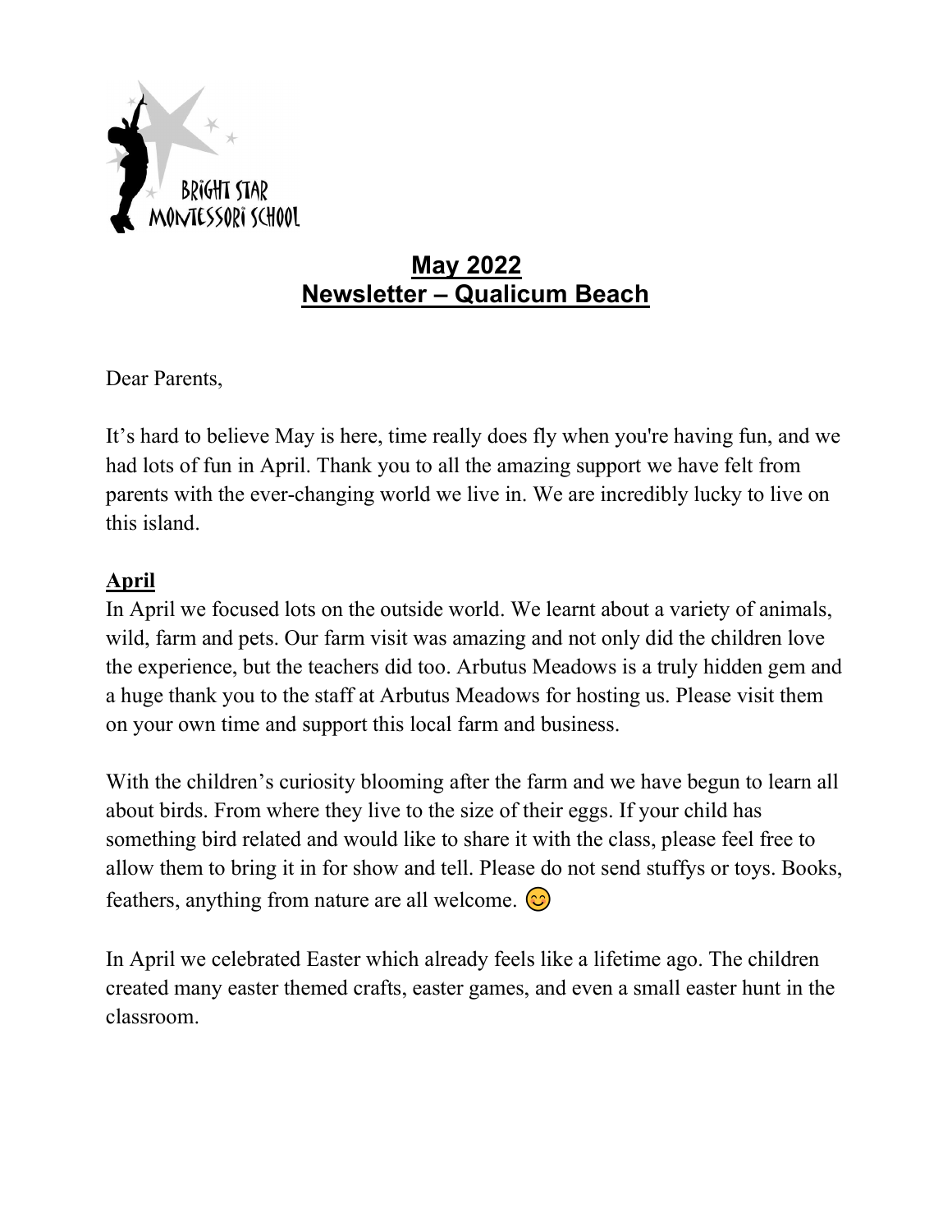BRIGHT STAR MONTESSORI SCHOOL

# May 2022
# Newsletter – Qualicum Beach

Dear Parents,

It's hard to believe May is here, time really does fly when you're having fun, and we had lots of fun in April. Thank you to all the amazing support we have felt from parents with the ever-changing world we live in. We are incredibly lucky to live on this island.

## April

In April we focused lots on the outside world. We learnt about a variety of animals, wild, farm and pets. Our farm visit was amazing and not only did the children love the experience, but the teachers did too. Arbutus Meadows is a truly hidden gem and a huge thank you to the staff at Arbutus Meadows for hosting us. Please visit them on your own time and support this local farm and business.

With the children's curiosity blooming after the farm and we have begun to learn all about birds. From where they live to the size of their eggs. If your child has something bird related and would like to share it with the class, please feel free to allow them to bring it in for show and tell. Please do not send stuffys or toys. Books, feathers, anything from nature are all welcome. 😊

In April we celebrated Easter which already feels like a lifetime ago. The children created many easter themed crafts, easter games, and even a small easter hunt in the classroom.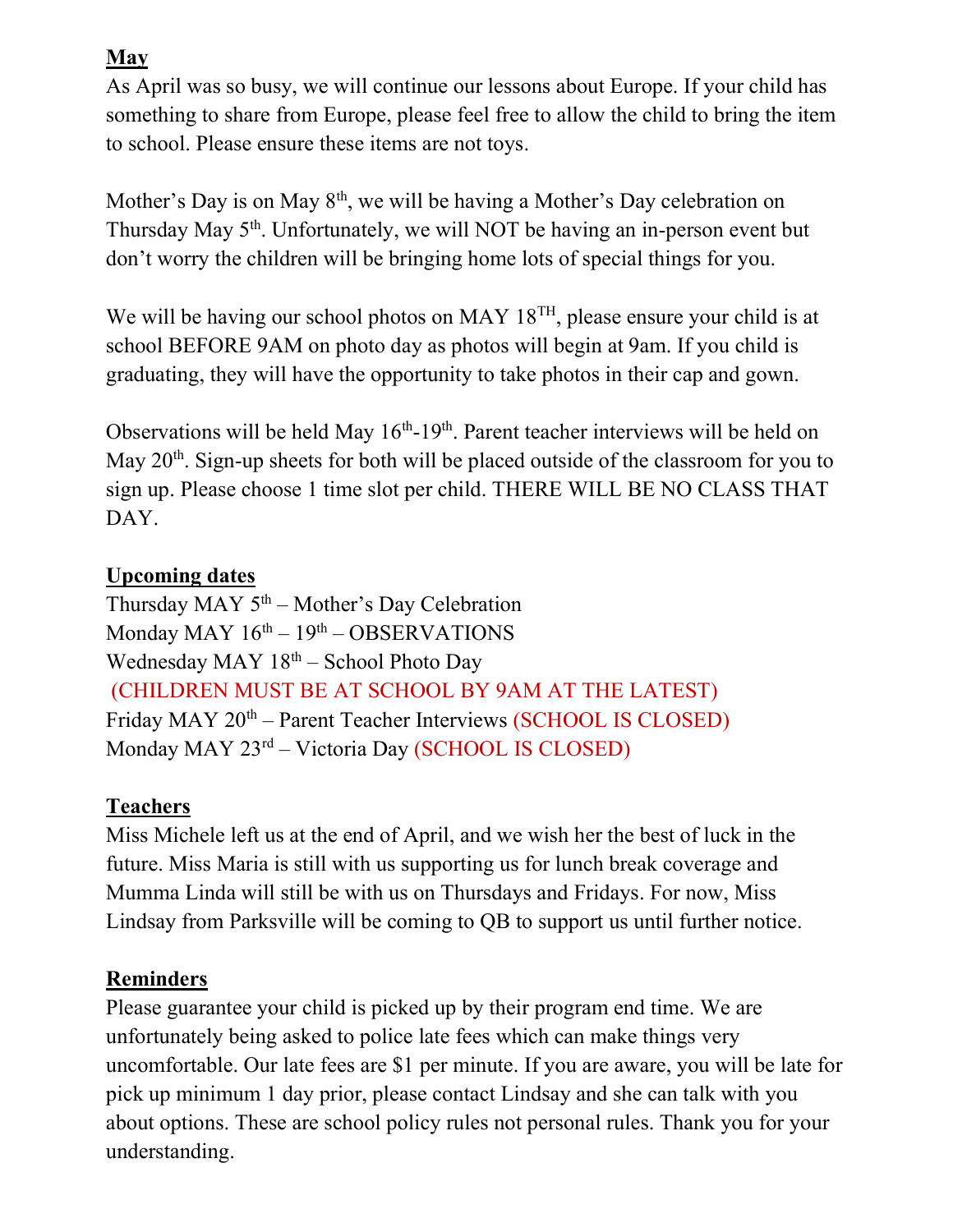**May**

As April was so busy, we will continue our lessons about Europe. If your child has something to share from Europe, please feel free to allow the child to bring the item to school. Please ensure these items are not toys.

Mother's Day is on May 8th, we will be having a Mother's Day celebration on Thursday May 5th. Unfortunately, we will NOT be having an in-person event but don't worry the children will be bringing home lots of special things for you.

We will be having our school photos on MAY 18TH, please ensure your child is at school BEFORE 9AM on photo day as photos will begin at 9am. If you child is graduating, they will have the opportunity to take photos in their cap and gown.

Observations will be held May 16th-19th. Parent teacher interviews will be held on May 20th. Sign-up sheets for both will be placed outside of the classroom for you to sign up. Please choose 1 time slot per child. THERE WILL BE NO CLASS THAT DAY.

**Upcoming dates**

Thursday MAY 5th – Mother's Day Celebration
Monday MAY 16th – 19th – OBSERVATIONS
Wednesday MAY 18th – School Photo Day
(CHILDREN MUST BE AT SCHOOL BY 9AM AT THE LATEST)
Friday MAY 20th – Parent Teacher Interviews (SCHOOL IS CLOSED)
Monday MAY 23rd – Victoria Day (SCHOOL IS CLOSED)

**Teachers**

Miss Michele left us at the end of April, and we wish her the best of luck in the future. Miss Maria is still with us supporting us for lunch break coverage and Mumma Linda will still be with us on Thursdays and Fridays. For now, Miss Lindsay from Parksville will be coming to QB to support us until further notice.

**Reminders**

Please guarantee your child is picked up by their program end time. We are unfortunately being asked to police late fees which can make things very uncomfortable. Our late fees are $1 per minute. If you are aware, you will be late for pick up minimum 1 day prior, please contact Lindsay and she can talk with you about options. These are school policy rules not personal rules. Thank you for your understanding.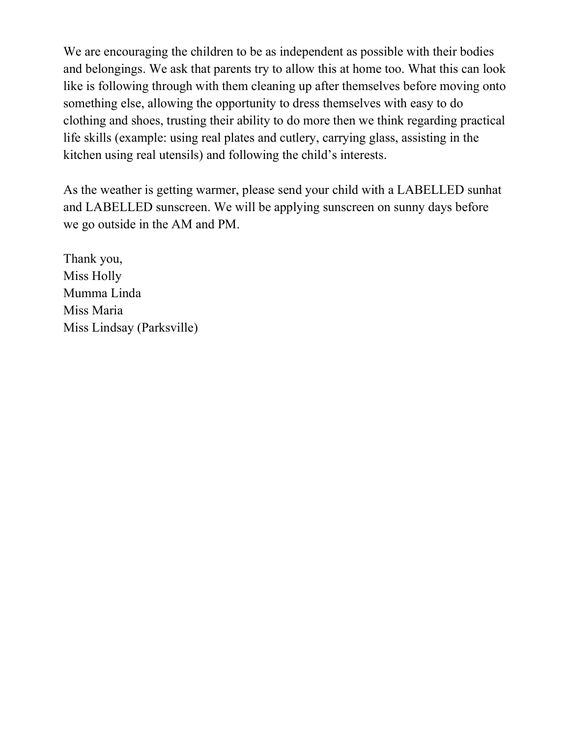We are encouraging the children to be as independent as possible with their bodies and belongings. We ask that parents try to allow this at home too. What this can look like is following through with them cleaning up after themselves before moving onto something else, allowing the opportunity to dress themselves with easy to do clothing and shoes, trusting their ability to do more then we think regarding practical life skills (example: using real plates and cutlery, carrying glass, assisting in the kitchen using real utensils) and following the child's interests.

As the weather is getting warmer, please send your child with a LABELLED sunhat and LABELLED sunscreen. We will be applying sunscreen on sunny days before we go outside in the AM and PM.

Thank you,
Miss Holly
Mumma Linda
Miss Maria
Miss Lindsay (Parksville)